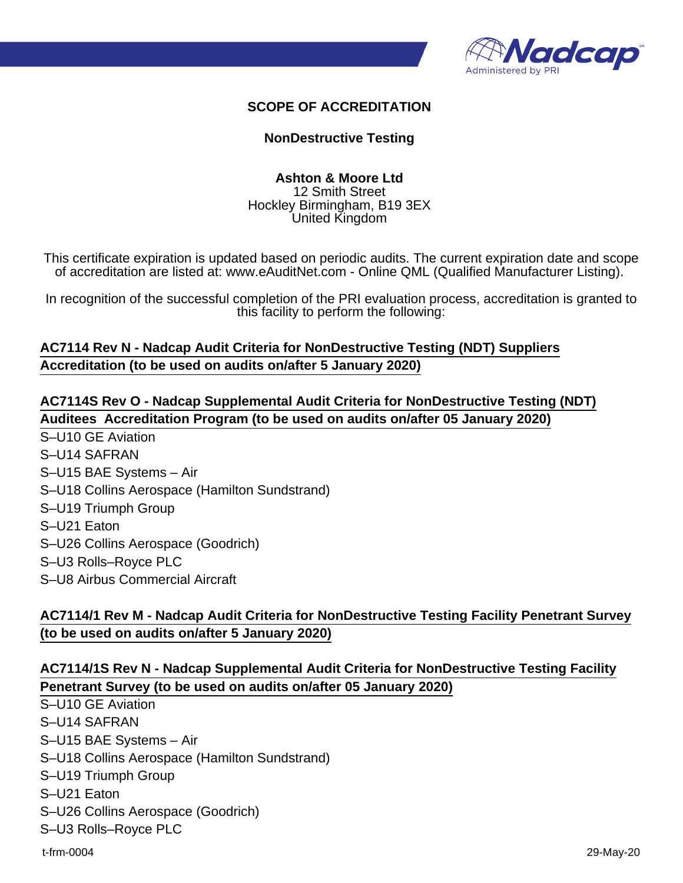# SCOPE OF ACCREDITATION

## NonDestructive Testing

**Ashton & Moore Ltd**
12 Smith Street
Hockley Birmingham, B19 3EX
United Kingdom

This certificate expiration is updated based on periodic audits. The current expiration date and scope of accreditation are listed at: www.eAuditNet.com - Online QML (Qualified Manufacturer Listing).

In recognition of the successful completion of the PRI evaluation process, accreditation is granted to this facility to perform the following:

**AC7114 Rev N - Nadcap Audit Criteria for NonDestructive Testing (NDT) Suppliers Accreditation (to be used on audits on/after 5 January 2020)**

**AC7114S Rev O - Nadcap Supplemental Audit Criteria for NonDestructive Testing (NDT) Auditees Accreditation Program (to be used on audits on/after 05 January 2020)**

S–U10 GE Aviation
S–U14 SAFRAN
S–U15 BAE Systems – Air
S–U18 Collins Aerospace (Hamilton Sundstrand)
S–U19 Triumph Group
S–U21 Eaton
S–U26 Collins Aerospace (Goodrich)
S–U3 Rolls–Royce PLC
S–U8 Airbus Commercial Aircraft

**AC7114/1 Rev M - Nadcap Audit Criteria for NonDestructive Testing Facility Penetrant Survey (to be used on audits on/after 5 January 2020)**

**AC7114/1S Rev N - Nadcap Supplemental Audit Criteria for NonDestructive Testing Facility Penetrant Survey (to be used on audits on/after 05 January 2020)**

S–U10 GE Aviation
S–U14 SAFRAN
S–U15 BAE Systems – Air
S–U18 Collins Aerospace (Hamilton Sundstrand)
S–U19 Triumph Group
S–U21 Eaton
S–U26 Collins Aerospace (Goodrich)
S–U3 Rolls–Royce PLC

t-frm-0004 29-May-20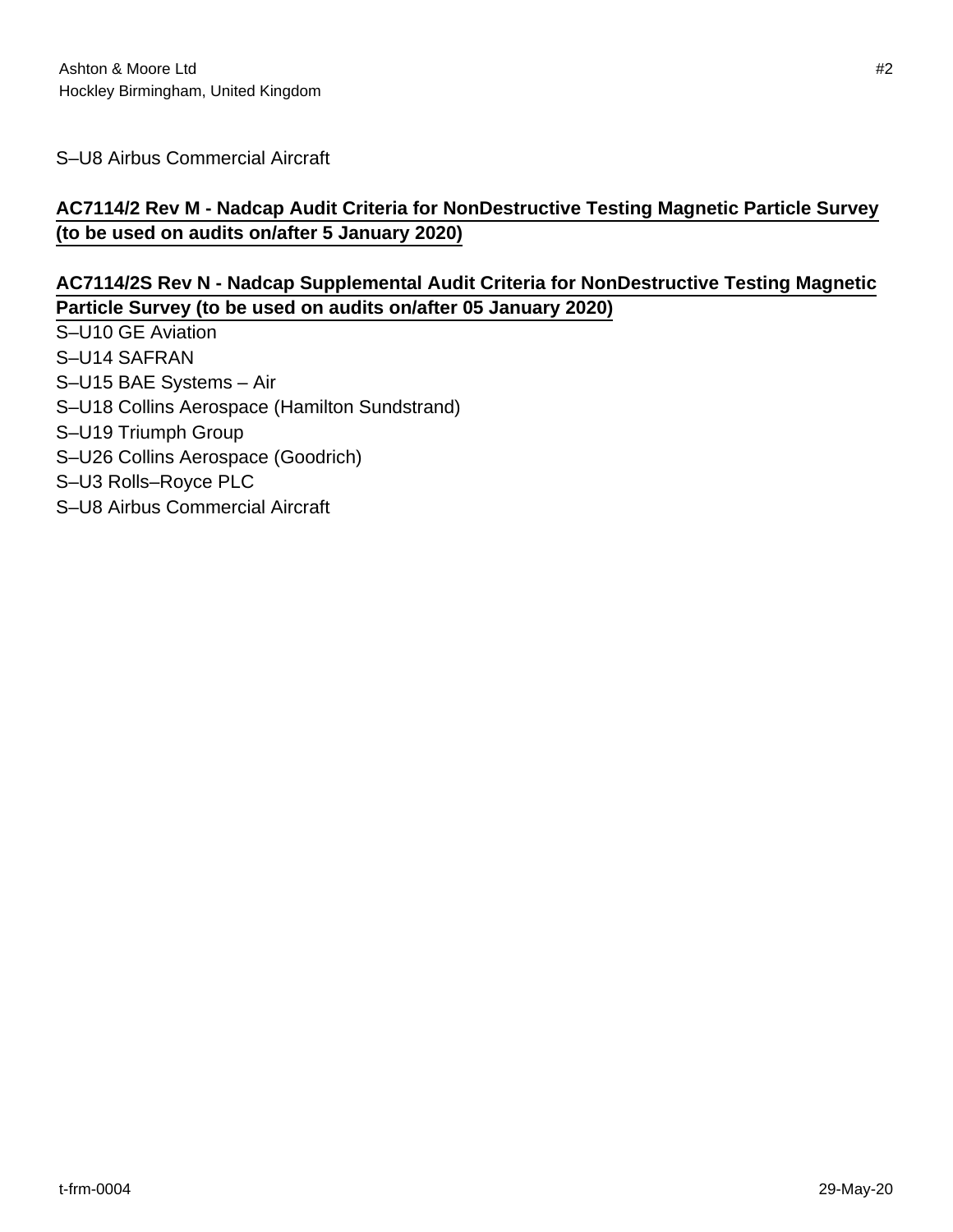S–U8 Airbus Commercial Aircraft

**AC7114/2 Rev M - Nadcap Audit Criteria for NonDestructive Testing Magnetic Particle Survey (to be used on audits on/after 5 January 2020)**

**AC7114/2S Rev N - Nadcap Supplemental Audit Criteria for NonDestructive Testing Magnetic Particle Survey (to be used on audits on/after 05 January 2020)**

S–U10 GE Aviation
S–U14 SAFRAN
S–U15 BAE Systems – Air
S–U18 Collins Aerospace (Hamilton Sundstrand)
S–U19 Triumph Group
S–U26 Collins Aerospace (Goodrich)
S–U3 Rolls–Royce PLC
S–U8 Airbus Commercial Aircraft